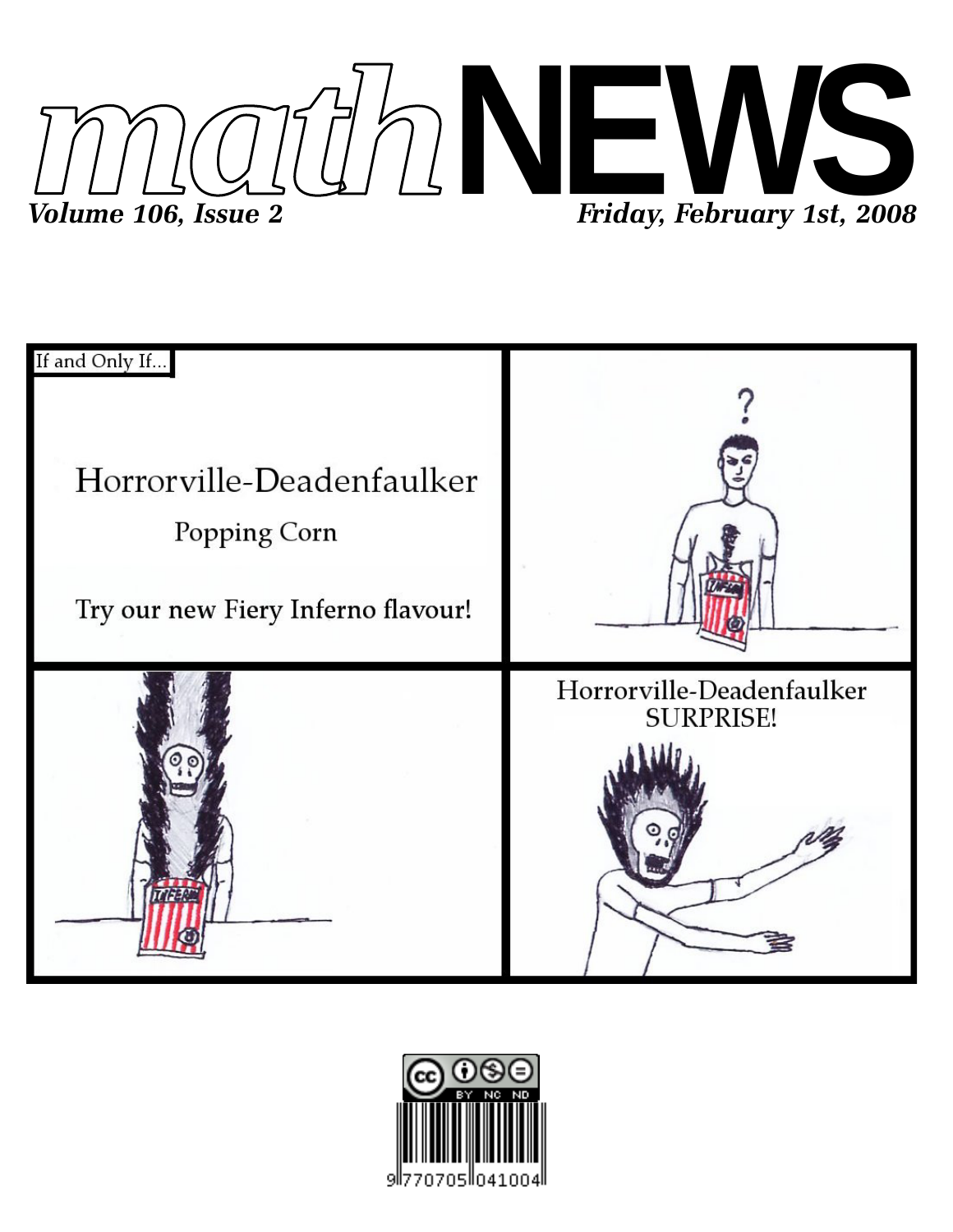# mathNEWS

*Volume 106, Issue 2* *Friday, February 1st, 2008*

If and Only If...

Horrorville-Deadenfaulker

Popping Corn

Try our new Fiery Inferno flavour!

Horrorville-Deadenfaulker SURPRISE!

9770705041004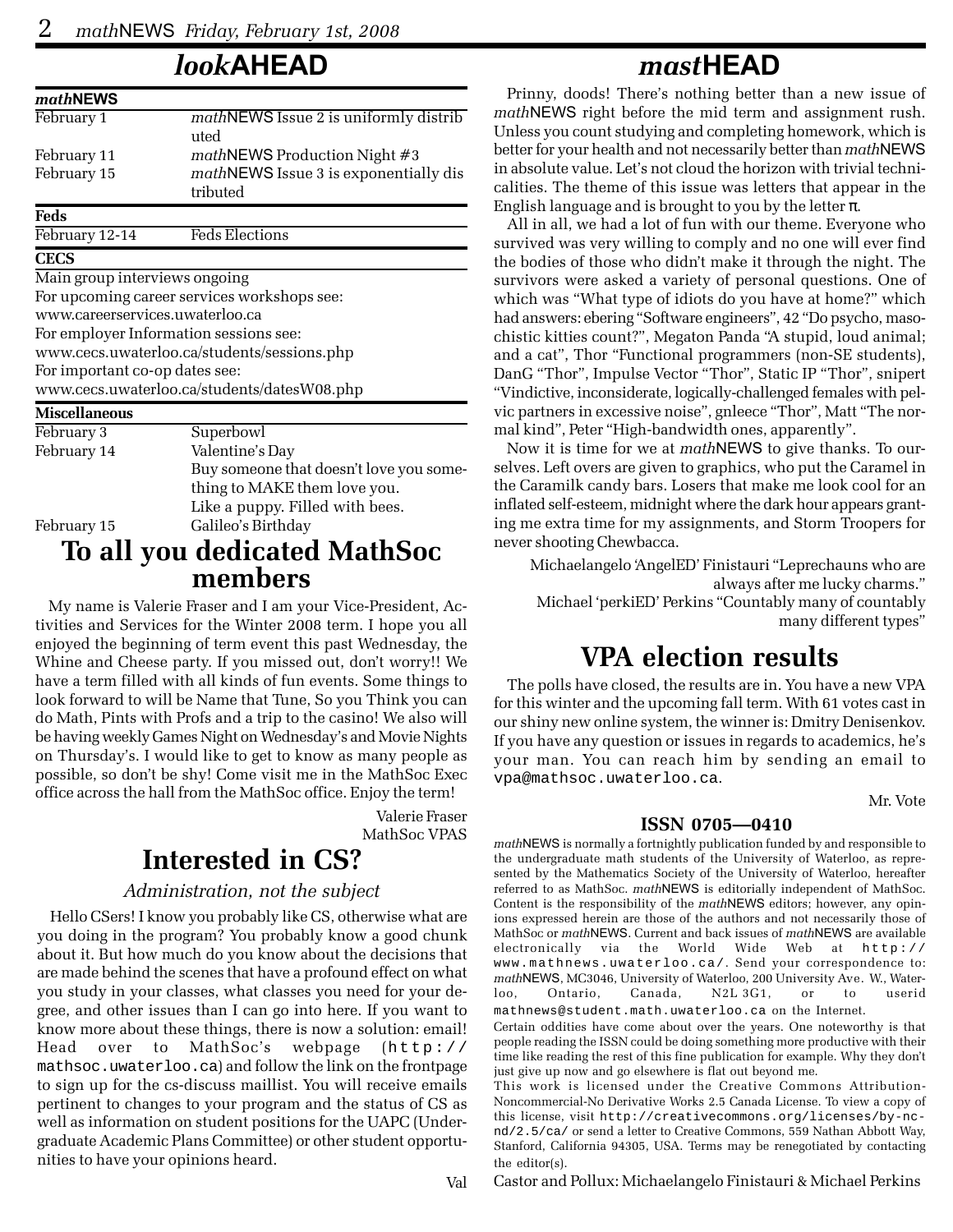# *look*AHEAD

| *math*NEWS | |
|---|---|
| February 1 | *math*NEWS Issue 2 is uniformly distributed |
| February 11 | *math*NEWS Production Night #3 |
| February 15 | *math*NEWS Issue 3 is exponentially distributed |
| **Feds** | |
| February 12-14 | Feds Elections |
| **CECS** | |

Main group interviews ongoing
For upcoming career services workshops see:
www.careerservices.uwaterloo.ca
For employer Information sessions see:
www.cecs.uwaterloo.ca/students/sessions.php
For important co-op dates see:
www.cecs.uwaterloo.ca/students/datesW08.php

| **Miscellaneous** | |
|---|---|
| February 3 | Superbowl |
| February 14 | Valentine's Day<br>Buy someone that doesn't love you something to MAKE them love you.<br>Like a puppy. Filled with bees. |
| February 15 | Galileo's Birthday |

## To all you dedicated MathSoc members

My name is Valerie Fraser and I am your Vice-President, Activities and Services for the Winter 2008 term. I hope you all enjoyed the beginning of term event this past Wednesday, the Whine and Cheese party. If you missed out, don't worry!! We have a term filled with all kinds of fun events. Some things to look forward to will be Name that Tune, So you Think you can do Math, Pints with Profs and a trip to the casino! We also will be having weekly Games Night on Wednesday's and Movie Nights on Thursday's. I would like to get to know as many people as possible, so don't be shy! Come visit me in the MathSoc Exec office across the hall from the MathSoc office. Enjoy the term!

Valerie Fraser
MathSoc VPAS

## Interested in CS?

*Administration, not the subject*

Hello CSers! I know you probably like CS, otherwise what are you doing in the program? You probably know a good chunk about it. But how much do you know about the decisions that are made behind the scenes that have a profound effect on what you study in your classes, what classes you need for your degree, and other issues than I can go into here. If you want to know more about these things, there is now a solution: email! Head over to MathSoc's webpage (http://mathsoc.uwaterloo.ca) and follow the link on the frontpage to sign up for the cs-discuss maillist. You will receive emails pertinent to changes to your program and the status of CS as well as information on student positions for the UAPC (Undergraduate Academic Plans Committee) or other student opportunities to have your opinions heard.

Val

# *mast*HEAD

Prinny, doods! There's nothing better than a new issue of *math*NEWS right before the mid term and assignment rush. Unless you count studying and completing homework, which is better for your health and not necessarily better than *math*NEWS in absolute value. Let's not cloud the horizon with trivial technicalities. The theme of this issue was letters that appear in the English language and is brought to you by the letter π.

All in all, we had a lot of fun with our theme. Everyone who survived was very willing to comply and no one will ever find the bodies of those who didn't make it through the night. The survivors were asked a variety of personal questions. One of which was "What type of idiots do you have at home?" which had answers: ebering "Software engineers", 42 "Do psycho, masochistic kitties count?", Megaton Panda "A stupid, loud animal; and a cat", Thor "Functional programmers (non-SE students), DanG "Thor", Impulse Vector "Thor", Static IP "Thor", snipert "Vindictive, inconsiderate, logically-challenged females with pelvic partners in excessive noise", gnleece "Thor", Matt "The normal kind", Peter "High-bandwidth ones, apparently".

Now it is time for we at *math*NEWS to give thanks. To ourselves. Left overs are given to graphics, who put the Caramel in the Caramilk candy bars. Losers that make me look cool for an inflated self-esteem, midnight where the dark hour appears granting me extra time for my assignments, and Storm Troopers for never shooting Chewbacca.

Michaelangelo 'AngelED' Finistauri "Leprechauns who are always after me lucky charms."
Michael 'perkiED' Perkins "Countably many of countably many different types"

## VPA election results

The polls have closed, the results are in. You have a new VPA for this winter and the upcoming fall term. With 61 votes cast in our shiny new online system, the winner is: Dmitry Denisenkov. If you have any question or issues in regards to academics, he's your man. You can reach him by sending an email to vpa@mathsoc.uwaterloo.ca.

Mr. Vote

### ISSN 0705—0410

*math*NEWS is normally a fortnightly publication funded by and responsible to the undergraduate math students of the University of Waterloo, as represented by the Mathematics Society of the University of Waterloo, hereafter referred to as MathSoc. *math*NEWS is editorially independent of MathSoc. Content is the responsibility of the *math*NEWS editors; however, any opinions expressed herein are those of the authors and not necessarily those of MathSoc or *math*NEWS. Current and back issues of *math*NEWS are available electronically via the World Wide Web at http://www.mathnews.uwaterloo.ca/. Send your correspondence to: *math*NEWS, MC3046, University of Waterloo, 200 University Ave. W., Waterloo, Ontario, Canada, N2L 3G1, or to userid mathnews@student.math.uwaterloo.ca on the Internet.

Certain oddities have come about over the years. One noteworthy is that people reading the ISSN could be doing something more productive with their time like reading the rest of this fine publication for example. Why they don't just give up now and go elsewhere is flat out beyond me.

This work is licensed under the Creative Commons Attribution-Noncommercial-No Derivative Works 2.5 Canada License. To view a copy of this license, visit http://creativecommons.org/licenses/by-nc-nd/2.5/ca/ or send a letter to Creative Commons, 559 Nathan Abbott Way, Stanford, California 94305, USA. Terms may be renegotiated by contacting the editor(s).

Castor and Pollux: Michaelangelo Finistauri & Michael Perkins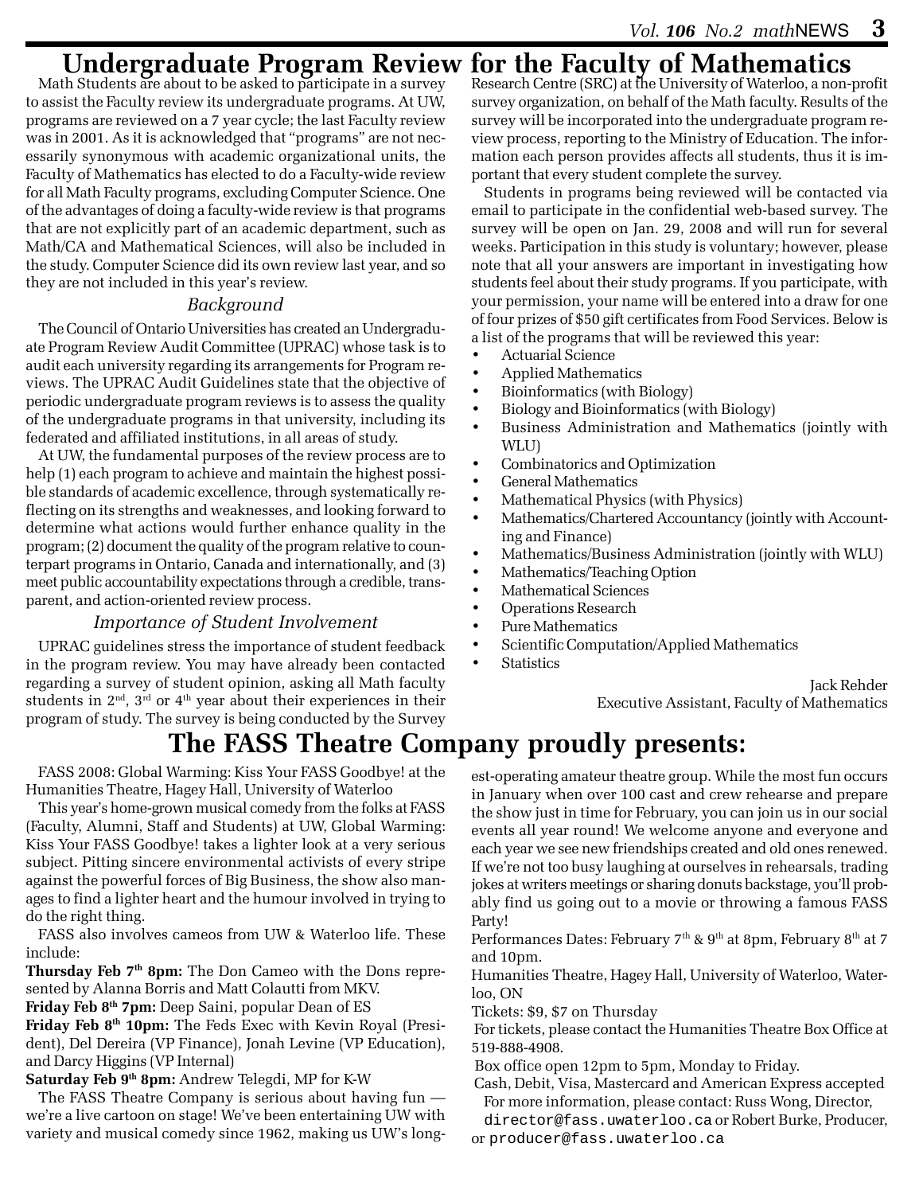# Undergraduate Program Review for the Faculty of Mathematics

Math Students are about to be asked to participate in a survey to assist the Faculty review its undergraduate programs. At UW, programs are reviewed on a 7 year cycle; the last Faculty review was in 2001. As it is acknowledged that "programs" are not necessarily synonymous with academic organizational units, the Faculty of Mathematics has elected to do a Faculty-wide review for all Math Faculty programs, excluding Computer Science. One of the advantages of doing a faculty-wide review is that programs that are not explicitly part of an academic department, such as Math/CA and Mathematical Sciences, will also be included in the study. Computer Science did its own review last year, and so they are not included in this year's review.

### *Background*

The Council of Ontario Universities has created an Undergraduate Program Review Audit Committee (UPRAC) whose task is to audit each university regarding its arrangements for Program reviews. The UPRAC Audit Guidelines state that the objective of periodic undergraduate program reviews is to assess the quality of the undergraduate programs in that university, including its federated and affiliated institutions, in all areas of study.

At UW, the fundamental purposes of the review process are to help (1) each program to achieve and maintain the highest possible standards of academic excellence, through systematically reflecting on its strengths and weaknesses, and looking forward to determine what actions would further enhance quality in the program; (2) document the quality of the program relative to counterpart programs in Ontario, Canada and internationally, and (3) meet public accountability expectations through a credible, transparent, and action-oriented review process.

### *Importance of Student Involvement*

UPRAC guidelines stress the importance of student feedback in the program review. You may have already been contacted regarding a survey of student opinion, asking all Math faculty students in 2nd, 3rd or 4th year about their experiences in their program of study. The survey is being conducted by the Survey Research Centre (SRC) at the University of Waterloo, a non-profit survey organization, on behalf of the Math faculty. Results of the survey will be incorporated into the undergraduate program review process, reporting to the Ministry of Education. The information each person provides affects all students, thus it is important that every student complete the survey.

Students in programs being reviewed will be contacted via email to participate in the confidential web-based survey. The survey will be open on Jan. 29, 2008 and will run for several weeks. Participation in this study is voluntary; however, please note that all your answers are important in investigating how students feel about their study programs. If you participate, with your permission, your name will be entered into a draw for one of four prizes of $50 gift certificates from Food Services. Below is a list of the programs that will be reviewed this year:

- Actuarial Science
- Applied Mathematics
- Bioinformatics (with Biology)
- Biology and Bioinformatics (with Biology)
- Business Administration and Mathematics (jointly with WLU)
- Combinatorics and Optimization
- General Mathematics
- Mathematical Physics (with Physics)
- Mathematics/Chartered Accountancy (jointly with Accounting and Finance)
- Mathematics/Business Administration (jointly with WLU)
- Mathematics/Teaching Option
- Mathematical Sciences
- Operations Research
- Pure Mathematics
- Scientific Computation/Applied Mathematics
- Statistics

Jack Rehder
Executive Assistant, Faculty of Mathematics

# The FASS Theatre Company proudly presents:

FASS 2008: Global Warming: Kiss Your FASS Goodbye! at the Humanities Theatre, Hagey Hall, University of Waterloo

This year's home-grown musical comedy from the folks at FASS (Faculty, Alumni, Staff and Students) at UW, Global Warming: Kiss Your FASS Goodbye! takes a lighter look at a very serious subject. Pitting sincere environmental activists of every stripe against the powerful forces of Big Business, the show also manages to find a lighter heart and the humour involved in trying to do the right thing.

FASS also involves cameos from UW & Waterloo life. These include:

**Thursday Feb 7th 8pm:** The Don Cameo with the Dons represented by Alanna Borris and Matt Colautti from MKV.

**Friday Feb 8th 7pm:** Deep Saini, popular Dean of ES

**Friday Feb 8th 10pm:** The Feds Exec with Kevin Royal (President), Del Dereira (VP Finance), Jonah Levine (VP Education), and Darcy Higgins (VP Internal)

**Saturday Feb 9th 8pm:** Andrew Telegdi, MP for K-W

The FASS Theatre Company is serious about having fun — we're a live cartoon on stage! We've been entertaining UW with variety and musical comedy since 1962, making us UW's longest-operating amateur theatre group. While the most fun occurs in January when over 100 cast and crew rehearse and prepare the show just in time for February, you can join us in our social events all year round! We welcome anyone and everyone and each year we see new friendships created and old ones renewed. If we're not too busy laughing at ourselves in rehearsals, trading jokes at writers meetings or sharing donuts backstage, you'll probably find us going out to a movie or throwing a famous FASS Party!

Performances Dates: February 7th & 9th at 8pm, February 8th at 7 and 10pm.

Humanities Theatre, Hagey Hall, University of Waterloo, Waterloo, ON

Tickets: $9, $7 on Thursday

For tickets, please contact the Humanities Theatre Box Office at 519-888-4908.

Box office open 12pm to 5pm, Monday to Friday.

Cash, Debit, Visa, Mastercard and American Express accepted

For more information, please contact: Russ Wong, Director, `director@fass.uwaterloo.ca` or Robert Burke, Producer, or `producer@fass.uwaterloo.ca`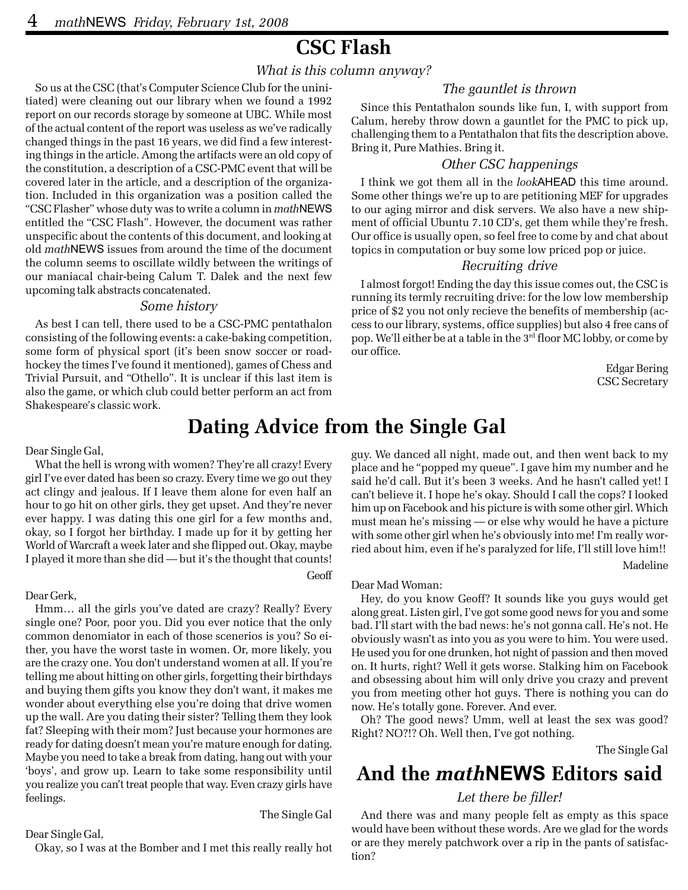# CSC Flash

*What is this column anyway?*

So us at the CSC (that's Computer Science Club for the uninitiated) were cleaning out our library when we found a 1992 report on our records storage by someone at UBC. While most of the actual content of the report was useless as we've radically changed things in the past 16 years, we did find a few interesting things in the article. Among the artifacts were an old copy of the constitution, a description of a CSC-PMC event that will be covered later in the article, and a description of the organization. Included in this organization was a position called the "CSC Flasher" whose duty was to write a column in *math*NEWS entitled the "CSC Flash". However, the document was rather unspecific about the contents of this document, and looking at old *math*NEWS issues from around the time of the document the column seems to oscillate wildly between the writings of our maniacal chair-being Calum T. Dalek and the next few upcoming talk abstracts concatenated.

### *Some history*

As best I can tell, there used to be a CSC-PMC pentathalon consisting of the following events: a cake-baking competition, some form of physical sport (it's been snow soccer or road-hockey the times I've found it mentioned), games of Chess and Trivial Pursuit, and "Othello". It is unclear if this last item is also the game, or which club could better perform an act from Shakespeare's classic work.

### *The gauntlet is thrown*

Since this Pentathalon sounds like fun, I, with support from Calum, hereby throw down a gauntlet for the PMC to pick up, challenging them to a Pentathalon that fits the description above. Bring it, Pure Mathies. Bring it.

### *Other CSC happenings*

I think we got them all in the *look*AHEAD this time around. Some other things we're up to are petitioning MEF for upgrades to our aging mirror and disk servers. We also have a new shipment of official Ubuntu 7.10 CD's, get them while they're fresh. Our office is usually open, so feel free to come by and chat about topics in computation or buy some low priced pop or juice.

### *Recruiting drive*

I almost forgot! Ending the day this issue comes out, the CSC is running its termly recruiting drive: for the low low membership price of $2 you not only recieve the benefits of membership (access to our library, systems, office supplies) but also 4 free cans of pop. We'll either be at a table in the 3rd floor MC lobby, or come by our office.

Edgar Bering  
CSC Secretary

# Dating Advice from the Single Gal

Dear Single Gal,

What the hell is wrong with women? They're all crazy! Every girl I've ever dated has been so crazy. Every time we go out they act clingy and jealous. If I leave them alone for even half an hour to go hit on other girls, they get upset. And they're never ever happy. I was dating this one girl for a few months and, okay, so I forgot her birthday. I made up for it by getting her World of Warcraft a week later and she flipped out. Okay, maybe I played it more than she did — but it's the thought that counts!

Geoff

Dear Gerk,

Hmm… all the girls you've dated are crazy? Really? Every single one? Poor, poor you. Did you ever notice that the only common denominator in each of those scenerios is you? So either, you have the worst taste in women. Or, more likely, you are the crazy one. You don't understand women at all. If you're telling me about hitting on other girls, forgetting their birthdays and buying them gifts you know they don't want, it makes me wonder about everything else you're doing that drive women up the wall. Are you dating their sister? Telling them they look fat? Sleeping with their mom? Just because your hormones are ready for dating doesn't mean you're mature enough for dating. Maybe you need to take a break from dating, hang out with your 'boys', and grow up. Learn to take some responsibility until you realize you can't treat people that way. Even crazy girls have feelings.

The Single Gal

Dear Single Gal,

Okay, so I was at the Bomber and I met this really really hot guy. We danced all night, made out, and then went back to my place and he "popped my queue". I gave him my number and he said he'd call. But it's been 3 weeks. And he hasn't called yet! I can't believe it. I hope he's okay. Should I call the cops? I looked him up on Facebook and his picture is with some other girl. Which must mean he's missing — or else why would he have a picture with some other girl when he's obviously into me! I'm really worried about him, even if he's paralyzed for life, I'll still love him!!

Madeline

Dear Mad Woman:

Hey, do you know Geoff? It sounds like you guys would get along great. Listen girl, I've got some good news for you and some bad. I'll start with the bad news: he's not gonna call. He's not. He obviously wasn't as into you as you were to him. You were used. He used you for one drunken, hot night of passion and then moved on. It hurts, right? Well it gets worse. Stalking him on Facebook and obsessing about him will only drive you crazy and prevent you from meeting other hot guys. There is nothing you can do now. He's totally gone. Forever. And ever.

Oh? The good news? Umm, well at least the sex was good? Right? NO?!? Oh. Well then, I've got nothing.

The Single Gal

# And the *math*NEWS Editors said

*Let there be filler!*

And there was and many people felt as empty as this space would have been without these words. Are we glad for the words or are they merely patchwork over a rip in the pants of satisfaction?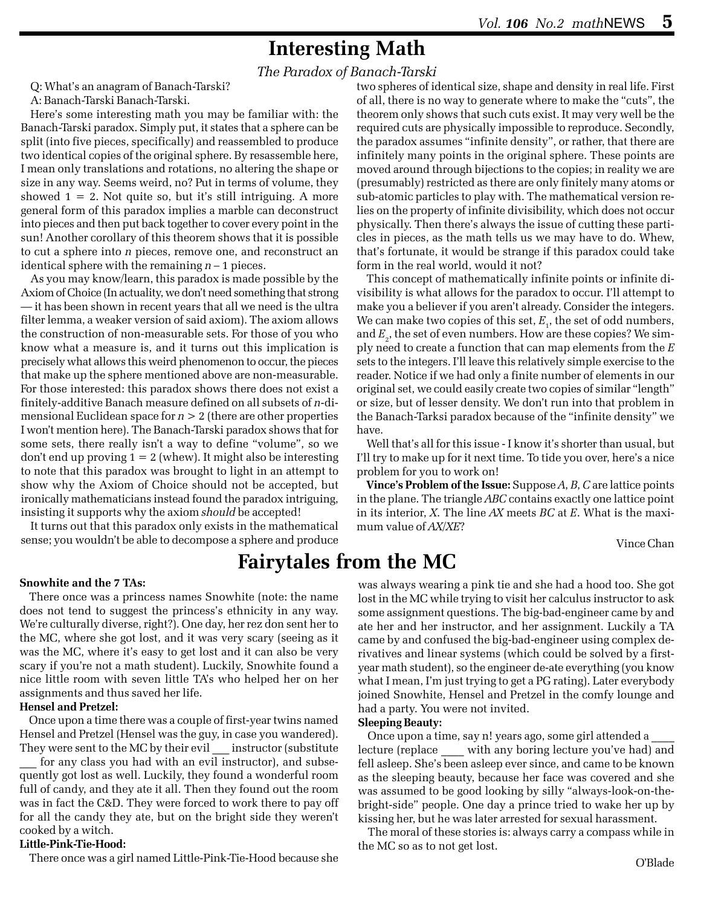# Interesting Math

*The Paradox of Banach-Tarski*

Q: What's an anagram of Banach-Tarski?

A: Banach-Tarski Banach-Tarski.

Here's some interesting math you may be familiar with: the Banach-Tarski paradox. Simply put, it states that a sphere can be split (into five pieces, specifically) and reassembled to produce two identical copies of the original sphere. By resassemble here, I mean only translations and rotations, no altering the shape or size in any way. Seems weird, no? Put in terms of volume, they showed $1 = 2$. Not quite so, but it's still intriguing. A more general form of this paradox implies a marble can deconstruct into pieces and then put back together to cover every point in the sun! Another corollary of this theorem shows that it is possible to cut a sphere into $n$ pieces, remove one, and reconstruct an identical sphere with the remaining $n - 1$ pieces.

As you may know/learn, this paradox is made possible by the Axiom of Choice (In actuality, we don't need something that strong — it has been shown in recent years that all we need is the ultra filter lemma, a weaker version of said axiom). The axiom allows the construction of non-measurable sets. For those of you who know what a measure is, and it turns out this implication is precisely what allows this weird phenomenon to occur, the pieces that make up the sphere mentioned above are non-measurable. For those interested: this paradox shows there does not exist a finitely-additive Banach measure defined on all subsets of $n$-dimensional Euclidean space for $n > 2$ (there are other properties I won't mention here). The Banach-Tarski paradox shows that for some sets, there really isn't a way to define "volume", so we don't end up proving $1 = 2$ (whew). It might also be interesting to note that this paradox was brought to light in an attempt to show why the Axiom of Choice should not be accepted, but ironically mathematicians instead found the paradox intriguing, insisting it supports why the axiom *should* be accepted!

It turns out that this paradox only exists in the mathematical sense; you wouldn't be able to decompose a sphere and produce two spheres of identical size, shape and density in real life. First of all, there is no way to generate where to make the "cuts", the theorem only shows that such cuts exist. It may very well be the required cuts are physically impossible to reproduce. Secondly, the paradox assumes "infinite density", or rather, that there are infinitely many points in the original sphere. These points are moved around through bijections to the copies; in reality we are (presumably) restricted as there are only finitely many atoms or sub-atomic particles to play with. The mathematical version relies on the property of infinite divisibility, which does not occur physically. Then there's always the issue of cutting these particles in pieces, as the math tells us we may have to do. Whew, that's fortunate, it would be strange if this paradox could take form in the real world, would it not?

This concept of mathematically infinite points or infinite divisibility is what allows for the paradox to occur. I'll attempt to make you a believer if you aren't already. Consider the integers. We can make two copies of this set, $E_1$, the set of odd numbers, and $E_2$, the set of even numbers. How are these copies? We simply need to create a function that can map elements from the $E$ sets to the integers. I'll leave this relatively simple exercise to the reader. Notice if we had only a finite number of elements in our original set, we could easily create two copies of similar "length" or size, but of lesser density. We don't run into that problem in the Banach-Tarksi paradox because of the "infinite density" we have.

Well that's all for this issue - I know it's shorter than usual, but I'll try to make up for it next time. To tide you over, here's a nice problem for you to work on!

**Vince's Problem of the Issue:** Suppose $A$, $B$, $C$ are lattice points in the plane. The triangle $ABC$ contains exactly one lattice point in its interior, $X$. The line $AX$ meets $BC$ at $E$. What is the maximum value of $AX/XE$?

Vince Chan

# Fairytales from the MC

**Snowhite and the 7 TAs:**

There once was a princess names Snowhite (note: the name does not tend to suggest the princess's ethnicity in any way. We're culturally diverse, right?). One day, her rez don sent her to the MC, where she got lost, and it was very scary (seeing as it was the MC, where it's easy to get lost and it can also be very scary if you're not a math student). Luckily, Snowhite found a nice little room with seven little TA's who helped her on her assignments and thus saved her life.

**Hensel and Pretzel:**

Once upon a time there was a couple of first-year twins named Hensel and Pretzel (Hensel was the guy, in case you wandered). They were sent to the MC by their evil ___ instructor (substitute ___ for any class you had with an evil instructor), and subsequently got lost as well. Luckily, they found a wonderful room full of candy, and they ate it all. Then they found out the room was in fact the C&D. They were forced to work there to pay off for all the candy they ate, but on the bright side they weren't cooked by a witch.

**Little-Pink-Tie-Hood:**

There once was a girl named Little-Pink-Tie-Hood because she was always wearing a pink tie and she had a hood too. She got lost in the MC while trying to visit her calculus instructor to ask some assignment questions. The big-bad-engineer came by and ate her and her instructor, and her assignment. Luckily a TA came by and confused the big-bad-engineer using complex derivatives and linear systems (which could be solved by a first-year math student), so the engineer de-ate everything (you know what I mean, I'm just trying to get a PG rating). Later everybody joined Snowhite, Hensel and Pretzel in the comfy lounge and had a party. You were not invited.

**Sleeping Beauty:**

Once upon a time, say n! years ago, some girl attended a ____ lecture (replace ____ with any boring lecture you've had) and fell asleep. She's been asleep ever since, and came to be known as the sleeping beauty, because her face was covered and she was assumed to be good looking by silly "always-look-on-the-bright-side" people. One day a prince tried to wake her up by kissing her, but he was later arrested for sexual harassment.

The moral of these stories is: always carry a compass while in the MC so as to not get lost.

O'Blade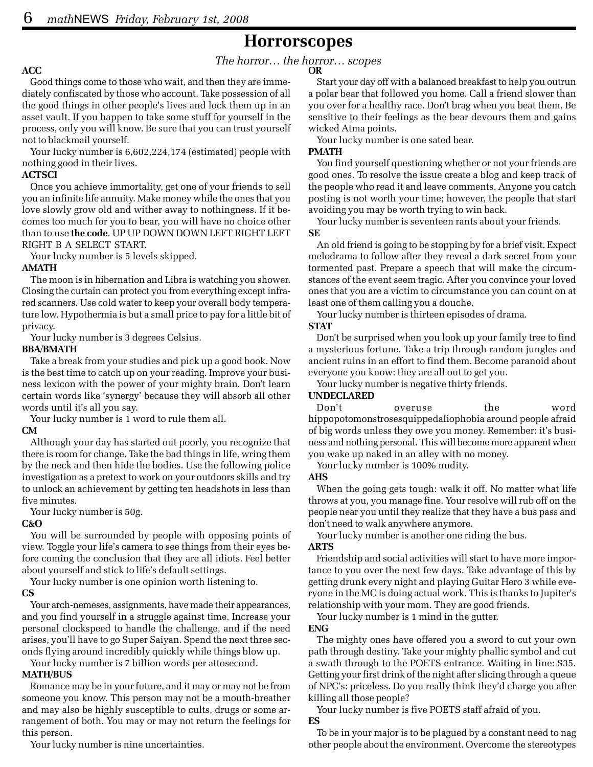# Horrorscopes

*The horror… the horror… scopes*

**ACC**

Good things come to those who wait, and then they are immediately confiscated by those who account. Take possession of all the good things in other people's lives and lock them up in an asset vault. If you happen to take some stuff for yourself in the process, only you will know. Be sure that you can trust yourself not to blackmail yourself.

Your lucky number is 6,602,224,174 (estimated) people with nothing good in their lives.

**ACTSCI**

Once you achieve immortality, get one of your friends to sell you an infinite life annuity. Make money while the ones that you love slowly grow old and wither away to nothingness. If it becomes too much for you to bear, you will have no choice other than to use **the code**. UP UP DOWN DOWN LEFT RIGHT LEFT RIGHT B A SELECT START.

Your lucky number is 5 levels skipped.

**AMATH**

The moon is in hibernation and Libra is watching you shower. Closing the curtain can protect you from everything except infrared scanners. Use cold water to keep your overall body temperature low. Hypothermia is but a small price to pay for a little bit of privacy.

Your lucky number is 3 degrees Celsius.

**BBA/BMATH**

Take a break from your studies and pick up a good book. Now is the best time to catch up on your reading. Improve your business lexicon with the power of your mighty brain. Don't learn certain words like 'synergy' because they will absorb all other words until it's all you say.

Your lucky number is 1 word to rule them all.

**CM**

Although your day has started out poorly, you recognize that there is room for change. Take the bad things in life, wring them by the neck and then hide the bodies. Use the following police investigation as a pretext to work on your outdoors skills and try to unlock an achievement by getting ten headshots in less than five minutes.

Your lucky number is 50g.

**C&O**

You will be surrounded by people with opposing points of view. Toggle your life's camera to see things from their eyes before coming the conclusion that they are all idiots. Feel better about yourself and stick to life's default settings.

Your lucky number is one opinion worth listening to.

**CS**

Your arch-nemeses, assignments, have made their appearances, and you find yourself in a struggle against time. Increase your personal clockspeed to handle the challenge, and if the need arises, you'll have to go Super Saiyan. Spend the next three seconds flying around incredibly quickly while things blow up.

Your lucky number is 7 billion words per attosecond.

**MATH/BUS**

Romance may be in your future, and it may or may not be from someone you know. This person may not be a mouth-breather and may also be highly susceptible to cults, drugs or some arrangement of both. You may or may not return the feelings for this person.

Your lucky number is nine uncertainties.

**OR**

Start your day off with a balanced breakfast to help you outrun a polar bear that followed you home. Call a friend slower than you over for a healthy race. Don't brag when you beat them. Be sensitive to their feelings as the bear devours them and gains wicked Atma points.

Your lucky number is one sated bear.

**PMATH**

You find yourself questioning whether or not your friends are good ones. To resolve the issue create a blog and keep track of the people who read it and leave comments. Anyone you catch posting is not worth your time; however, the people that start avoiding you may be worth trying to win back.

Your lucky number is seventeen rants about your friends.

**SE**

An old friend is going to be stopping by for a brief visit. Expect melodrama to follow after they reveal a dark secret from your tormented past. Prepare a speech that will make the circumstances of the event seem tragic. After you convince your loved ones that you are a victim to circumstance you can count on at least one of them calling you a douche.

Your lucky number is thirteen episodes of drama.

**STAT**

Don't be surprised when you look up your family tree to find a mysterious fortune. Take a trip through random jungles and ancient ruins in an effort to find them. Become paranoid about everyone you know: they are all out to get you.

Your lucky number is negative thirty friends.

**UNDECLARED**

Don't overuse the word hippopotomonstrosesquippedaliophobia around people afraid of big words unless they owe you money. Remember: it's business and nothing personal. This will become more apparent when you wake up naked in an alley with no money.

Your lucky number is 100% nudity.

**AHS**

When the going gets tough: walk it off. No matter what life throws at you, you manage fine. Your resolve will rub off on the people near you until they realize that they have a bus pass and don't need to walk anywhere anymore.

Your lucky number is another one riding the bus.

**ARTS**

Friendship and social activities will start to have more importance to you over the next few days. Take advantage of this by getting drunk every night and playing Guitar Hero 3 while everyone in the MC is doing actual work. This is thanks to Jupiter's relationship with your mom. They are good friends.

Your lucky number is 1 mind in the gutter.

**ENG**

The mighty ones have offered you a sword to cut your own path through destiny. Take your mighty phallic symbol and cut a swath through to the POETS entrance. Waiting in line: $35. Getting your first drink of the night after slicing through a queue of NPC's: priceless. Do you really think they'd charge you after killing all those people?

Your lucky number is five POETS staff afraid of you.

**ES**

To be in your major is to be plagued by a constant need to nag other people about the environment. Overcome the stereotypes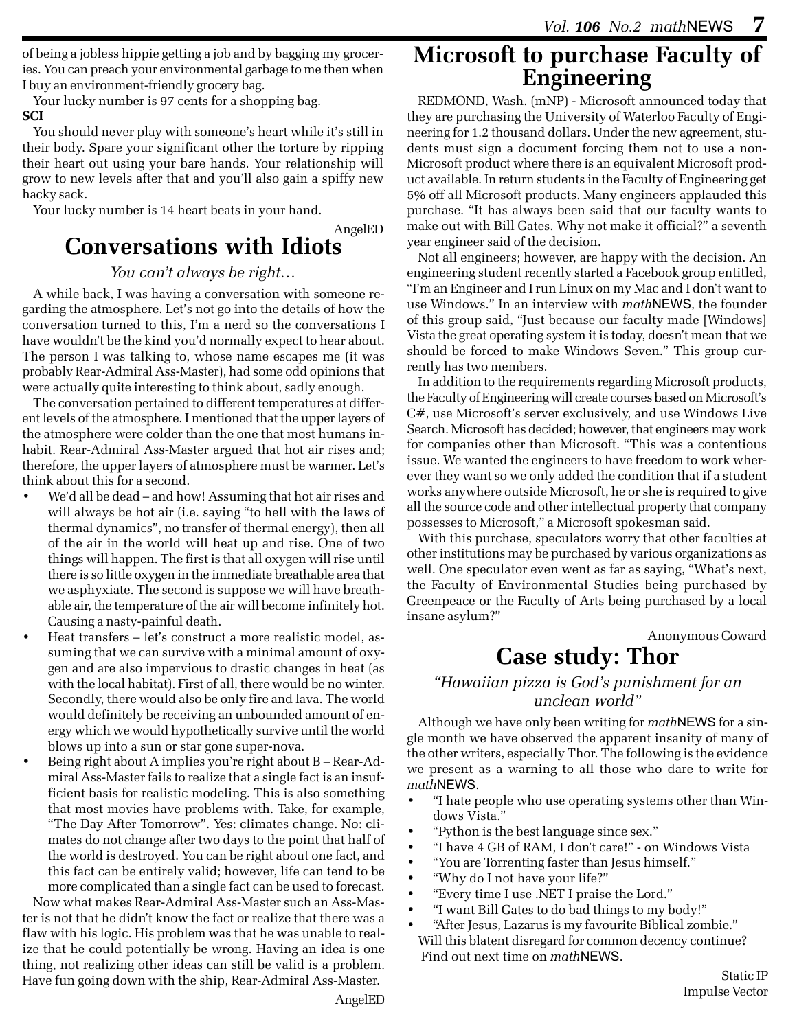of being a jobless hippie getting a job and by bagging my groceries. You can preach your environmental garbage to me then when I buy an environment-friendly grocery bag.

Your lucky number is 97 cents for a shopping bag.

**SCI**

You should never play with someone's heart while it's still in their body. Spare your significant other the torture by ripping their heart out using your bare hands. Your relationship will grow to new levels after that and you'll also gain a spiffy new hacky sack.

Your lucky number is 14 heart beats in your hand.

AngelED

# Conversations with Idiots

*You can't always be right…*

A while back, I was having a conversation with someone regarding the atmosphere. Let's not go into the details of how the conversation turned to this, I'm a nerd so the conversations I have wouldn't be the kind you'd normally expect to hear about. The person I was talking to, whose name escapes me (it was probably Rear-Admiral Ass-Master), had some odd opinions that were actually quite interesting to think about, sadly enough.

The conversation pertained to different temperatures at different levels of the atmosphere. I mentioned that the upper layers of the atmosphere were colder than the one that most humans inhabit. Rear-Admiral Ass-Master argued that hot air rises and; therefore, the upper layers of atmosphere must be warmer. Let's think about this for a second.

- We'd all be dead – and how! Assuming that hot air rises and will always be hot air (i.e. saying "to hell with the laws of thermal dynamics", no transfer of thermal energy), then all of the air in the world will heat up and rise. One of two things will happen. The first is that all oxygen will rise until there is so little oxygen in the immediate breathable area that we asphyxiate. The second is suppose we will have breathable air, the temperature of the air will become infinitely hot. Causing a nasty-painful death.
- Heat transfers – let's construct a more realistic model, assuming that we can survive with a minimal amount of oxygen and are also impervious to drastic changes in heat (as with the local habitat). First of all, there would be no winter. Secondly, there would also be only fire and lava. The world would definitely be receiving an unbounded amount of energy which we would hypothetically survive until the world blows up into a sun or star gone super-nova.
- Being right about A implies you're right about B – Rear-Admiral Ass-Master fails to realize that a single fact is an insufficient basis for realistic modeling. This is also something that most movies have problems with. Take, for example, "The Day After Tomorrow". Yes: climates change. No: climates do not change after two days to the point that half of the world is destroyed. You can be right about one fact, and this fact can be entirely valid; however, life can tend to be more complicated than a single fact can be used to forecast.

Now what makes Rear-Admiral Ass-Master such an Ass-Master is not that he didn't know the fact or realize that there was a flaw with his logic. His problem was that he was unable to realize that he could potentially be wrong. Having an idea is one thing, not realizing other ideas can still be valid is a problem. Have fun going down with the ship, Rear-Admiral Ass-Master.

AngelED

# Microsoft to purchase Faculty of Engineering

REDMOND, Wash. (mNP) - Microsoft announced today that they are purchasing the University of Waterloo Faculty of Engineering for 1.2 thousand dollars. Under the new agreement, students must sign a document forcing them not to use a non-Microsoft product where there is an equivalent Microsoft product available. In return students in the Faculty of Engineering get 5% off all Microsoft products. Many engineers applauded this purchase. "It has always been said that our faculty wants to make out with Bill Gates. Why not make it official?" a seventh year engineer said of the decision.

Not all engineers; however, are happy with the decision. An engineering student recently started a Facebook group entitled, "I'm an Engineer and I run Linux on my Mac and I don't want to use Windows." In an interview with *math*NEWS, the founder of this group said, "Just because our faculty made [Windows] Vista the great operating system it is today, doesn't mean that we should be forced to make Windows Seven." This group currently has two members.

In addition to the requirements regarding Microsoft products, the Faculty of Engineering will create courses based on Microsoft's C#, use Microsoft's server exclusively, and use Windows Live Search. Microsoft has decided; however, that engineers may work for companies other than Microsoft. "This was a contentious issue. We wanted the engineers to have freedom to work wherever they want so we only added the condition that if a student works anywhere outside Microsoft, he or she is required to give all the source code and other intellectual property that company possesses to Microsoft," a Microsoft spokesman said.

With this purchase, speculators worry that other faculties at other institutions may be purchased by various organizations as well. One speculator even went as far as saying, "What's next, the Faculty of Environmental Studies being purchased by Greenpeace or the Faculty of Arts being purchased by a local insane asylum?"

Anonymous Coward

# Case study: Thor

*"Hawaiian pizza is God's punishment for an unclean world"*

Although we have only been writing for *math*NEWS for a single month we have observed the apparent insanity of many of the other writers, especially Thor. The following is the evidence we present as a warning to all those who dare to write for *math*NEWS.

- "I hate people who use operating systems other than Windows Vista."
- "Python is the best language since sex."
- "I have 4 GB of RAM, I don't care!" - on Windows Vista
- "You are Torrenting faster than Jesus himself."
- "Why do I not have your life?"
- "Every time I use .NET I praise the Lord."
- "I want Bill Gates to do bad things to my body!"
- "After Jesus, Lazarus is my favourite Biblical zombie."

Will this blatent disregard for common decency continue? Find out next time on *math*NEWS.

Static IP
Impulse Vector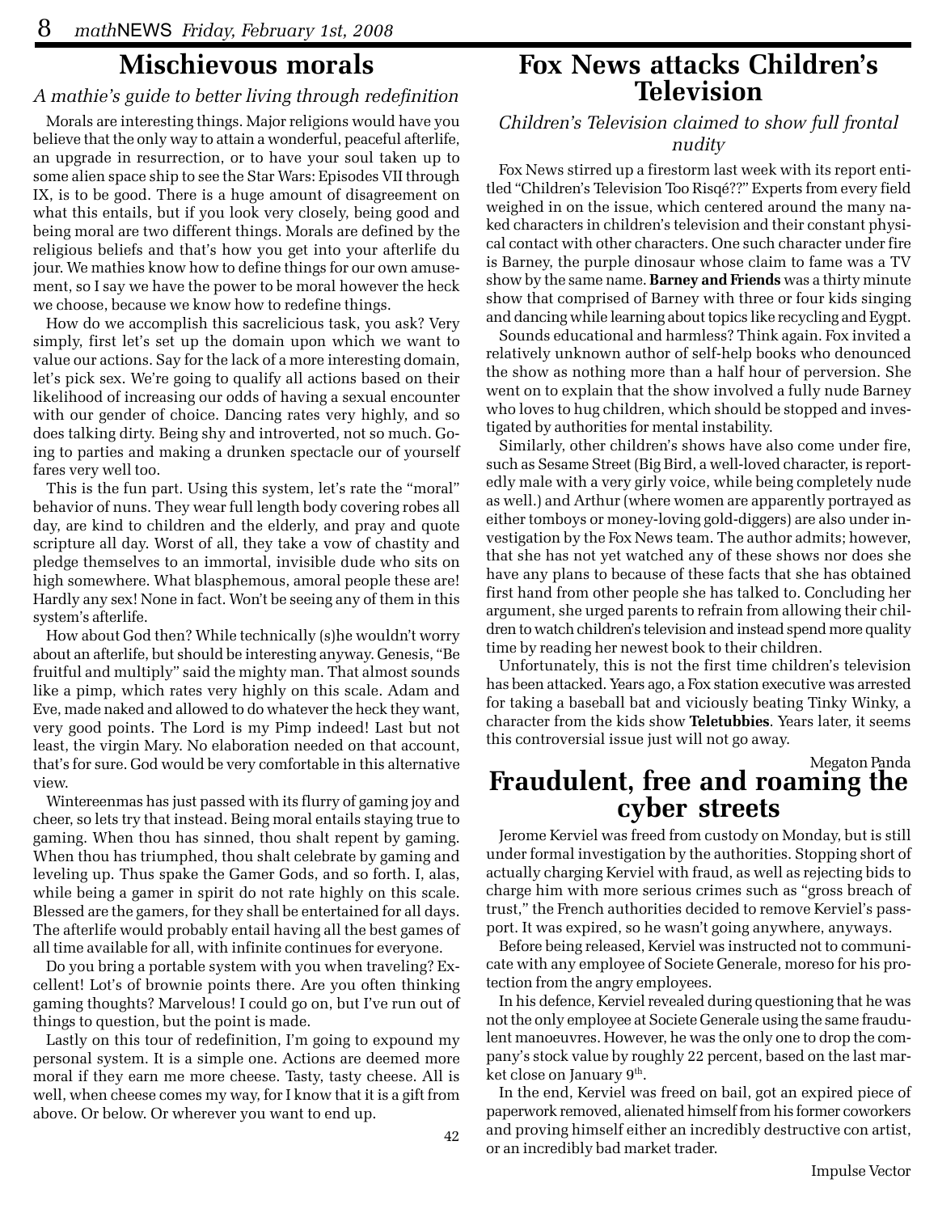# Mischievous morals

*A mathie's guide to better living through redefinition*

Morals are interesting things. Major religions would have you believe that the only way to attain a wonderful, peaceful afterlife, an upgrade in resurrection, or to have your soul taken up to some alien space ship to see the Star Wars: Episodes VII through IX, is to be good. There is a huge amount of disagreement on what this entails, but if you look very closely, being good and being moral are two different things. Morals are defined by the religious beliefs and that's how you get into your afterlife du jour. We mathies know how to define things for our own amusement, so I say we have the power to be moral however the heck we choose, because we know how to redefine things.

How do we accomplish this sacrelicious task, you ask? Very simply, first let's set up the domain upon which we want to value our actions. Say for the lack of a more interesting domain, let's pick sex. We're going to qualify all actions based on their likelihood of increasing our odds of having a sexual encounter with our gender of choice. Dancing rates very highly, and so does talking dirty. Being shy and introverted, not so much. Going to parties and making a drunken spectacle our of yourself fares very well too.

This is the fun part. Using this system, let's rate the "moral" behavior of nuns. They wear full length body covering robes all day, are kind to children and the elderly, and pray and quote scripture all day. Worst of all, they take a vow of chastity and pledge themselves to an immortal, invisible dude who sits on high somewhere. What blasphemous, amoral people these are! Hardly any sex! None in fact. Won't be seeing any of them in this system's afterlife.

How about God then? While technically (s)he wouldn't worry about an afterlife, but should be interesting anyway. Genesis, "Be fruitful and multiply" said the mighty man. That almost sounds like a pimp, which rates very highly on this scale. Adam and Eve, made naked and allowed to do whatever the heck they want, very good points. The Lord is my Pimp indeed! Last but not least, the virgin Mary. No elaboration needed on that account, that's for sure. God would be very comfortable in this alternative view.

Wintereenmas has just passed with its flurry of gaming joy and cheer, so lets try that instead. Being moral entails staying true to gaming. When thou has sinned, thou shalt repent by gaming. When thou has triumphed, thou shalt celebrate by gaming and leveling up. Thus spake the Gamer Gods, and so forth. I, alas, while being a gamer in spirit do not rate highly on this scale. Blessed are the gamers, for they shall be entertained for all days. The afterlife would probably entail having all the best games of all time available for all, with infinite continues for everyone.

Do you bring a portable system with you when traveling? Excellent! Lot's of brownie points there. Are you often thinking gaming thoughts? Marvelous! I could go on, but I've run out of things to question, but the point is made.

Lastly on this tour of redefinition, I'm going to expound my personal system. It is a simple one. Actions are deemed more moral if they earn me more cheese. Tasty, tasty cheese. All is well, when cheese comes my way, for I know that it is a gift from above. Or below. Or wherever you want to end up.

42

# Fox News attacks Children's Television

*Children's Television claimed to show full frontal nudity*

Fox News stirred up a firestorm last week with its report entitled "Children's Television Too Risqé??" Experts from every field weighed in on the issue, which centered around the many naked characters in children's television and their constant physical contact with other characters. One such character under fire is Barney, the purple dinosaur whose claim to fame was a TV show by the same name. **Barney and Friends** was a thirty minute show that comprised of Barney with three or four kids singing and dancing while learning about topics like recycling and Eygpt.

Sounds educational and harmless? Think again. Fox invited a relatively unknown author of self-help books who denounced the show as nothing more than a half hour of perversion. She went on to explain that the show involved a fully nude Barney who loves to hug children, which should be stopped and investigated by authorities for mental instability.

Similarly, other children's shows have also come under fire, such as Sesame Street (Big Bird, a well-loved character, is reportedly male with a very girly voice, while being completely nude as well.) and Arthur (where women are apparently portrayed as either tomboys or money-loving gold-diggers) are also under investigation by the Fox News team. The author admits; however, that she has not yet watched any of these shows nor does she have any plans to because of these facts that she has obtained first hand from other people she has talked to. Concluding her argument, she urged parents to refrain from allowing their children to watch children's television and instead spend more quality time by reading her newest book to their children.

Unfortunately, this is not the first time children's television has been attacked. Years ago, a Fox station executive was arrested for taking a baseball bat and viciously beating Tinky Winky, a character from the kids show **Teletubbies**. Years later, it seems this controversial issue just will not go away.

Megaton Panda

# Fraudulent, free and roaming the cyber streets

Jerome Kerviel was freed from custody on Monday, but is still under formal investigation by the authorities. Stopping short of actually charging Kerviel with fraud, as well as rejecting bids to charge him with more serious crimes such as "gross breach of trust," the French authorities decided to remove Kerviel's passport. It was expired, so he wasn't going anywhere, anyways.

Before being released, Kerviel was instructed not to communicate with any employee of Societe Generale, moreso for his protection from the angry employees.

In his defence, Kerviel revealed during questioning that he was not the only employee at Societe Generale using the same fraudulent manoeuvres. However, he was the only one to drop the company's stock value by roughly 22 percent, based on the last market close on January 9th.

In the end, Kerviel was freed on bail, got an expired piece of paperwork removed, alienated himself from his former coworkers and proving himself either an incredibly destructive con artist, or an incredibly bad market trader.

Impulse Vector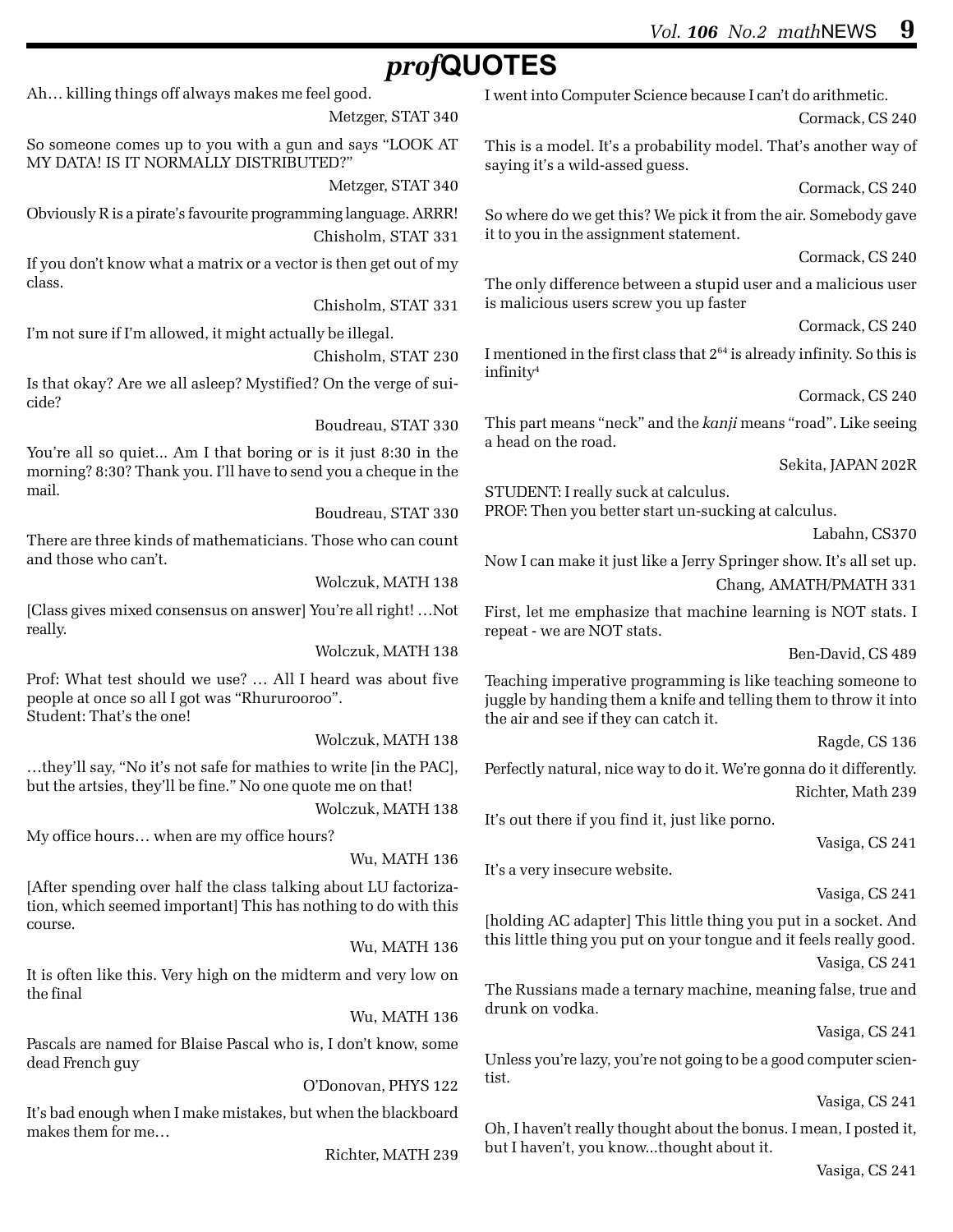# *prof*QUOTES

Ah… killing things off always makes me feel good.

Metzger, STAT 340

So someone comes up to you with a gun and says "LOOK AT MY DATA! IS IT NORMALLY DISTRIBUTED?"

Metzger, STAT 340

Obviously R is a pirate's favourite programming language. ARRR!

Chisholm, STAT 331

If you don't know what a matrix or a vector is then get out of my class.

Chisholm, STAT 331

I'm not sure if I'm allowed, it might actually be illegal.

Chisholm, STAT 230

Is that okay? Are we all asleep? Mystified? On the verge of suicide?

Boudreau, STAT 330

You're all so quiet... Am I that boring or is it just 8:30 in the morning? 8:30? Thank you. I'll have to send you a cheque in the mail.

Boudreau, STAT 330

There are three kinds of mathematicians. Those who can count and those who can't.

Wolczuk, MATH 138

[Class gives mixed consensus on answer] You're all right! …Not really.

Wolczuk, MATH 138

Prof: What test should we use? … All I heard was about five people at once so all I got was "Rhururooroo".
Student: That's the one!

Wolczuk, MATH 138

…they'll say, "No it's not safe for mathies to write [in the PAC], but the artsies, they'll be fine." No one quote me on that!

Wolczuk, MATH 138

My office hours… when are my office hours?

Wu, MATH 136

[After spending over half the class talking about LU factorization, which seemed important] This has nothing to do with this course.

Wu, MATH 136

It is often like this. Very high on the midterm and very low on the final

Wu, MATH 136

Pascals are named for Blaise Pascal who is, I don't know, some dead French guy

O'Donovan, PHYS 122

It's bad enough when I make mistakes, but when the blackboard makes them for me…

Richter, MATH 239

I went into Computer Science because I can't do arithmetic.

Cormack, CS 240

This is a model. It's a probability model. That's another way of saying it's a wild-assed guess.

Cormack, CS 240

So where do we get this? We pick it from the air. Somebody gave it to you in the assignment statement.

Cormack, CS 240

The only difference between a stupid user and a malicious user is malicious users screw you up faster

Cormack, CS 240

I mentioned in the first class that $2^{64}$ is already infinity. So this is $\text{infinity}^4$

Cormack, CS 240

This part means "neck" and the *kanji* means "road". Like seeing a head on the road.

Sekita, JAPAN 202R

STUDENT: I really suck at calculus.
PROF: Then you better start un-sucking at calculus.

Labahn, CS370

Now I can make it just like a Jerry Springer show. It's all set up.

Chang, AMATH/PMATH 331

First, let me emphasize that machine learning is NOT stats. I repeat - we are NOT stats.

Ben-David, CS 489

Teaching imperative programming is like teaching someone to juggle by handing them a knife and telling them to throw it into the air and see if they can catch it.

Ragde, CS 136

Perfectly natural, nice way to do it. We're gonna do it differently.

Richter, Math 239

It's out there if you find it, just like porno.

Vasiga, CS 241

It's a very insecure website.

Vasiga, CS 241

[holding AC adapter] This little thing you put in a socket. And this little thing you put on your tongue and it feels really good.

Vasiga, CS 241

The Russians made a ternary machine, meaning false, true and drunk on vodka.

Vasiga, CS 241

Unless you're lazy, you're not going to be a good computer scientist.

Vasiga, CS 241

Oh, I haven't really thought about the bonus. I mean, I posted it, but I haven't, you know...thought about it.

Vasiga, CS 241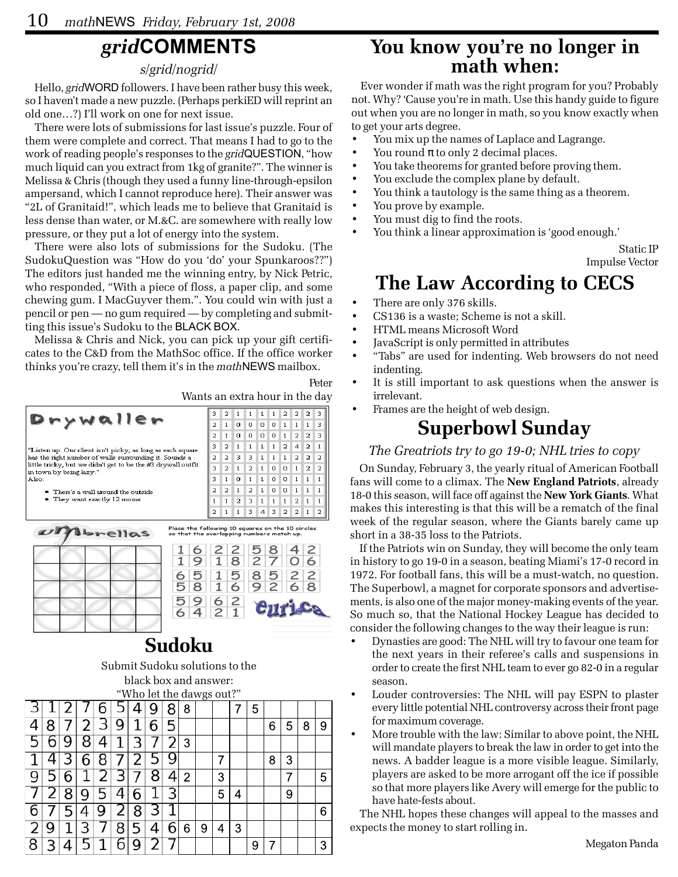## *grid*COMMENTS

*s/grid/nogrid/*

Hello, *grid*WORD followers. I have been rather busy this week, so I haven't made a new puzzle. (Perhaps perkiED will reprint an old one…?) I'll work on one for next issue.

There were lots of submissions for last issue's puzzle. Four of them were complete and correct. That means I had to go to the work of reading people's responses to the *grid*QUESTION, "how much liquid can you extract from 1kg of granite?". The winner is Melissa & Chris (though they used a funny line-through-epsilon ampersand, which I cannot reproduce here). Their answer was "2L of Granitaid!", which leads me to believe that Granitaid is less dense than water, or M.&C. are somewhere with really low pressure, or they put a lot of energy into the system.

There were also lots of submissions for the Sudoku. (The SudokuQuestion was "How do you 'do' your Spunkaroos??") The editors just handed me the winning entry, by Nick Petric, who responded, "With a piece of floss, a paper clip, and some chewing gum. I MacGuyver them.". You could win with just a pencil or pen — no gum required — by completing and submitting this issue's Sudoku to the BLACK BOX.

Melissa & Chris and Nick, you can pick up your gift certificates to the C&D from the MathSoc office. If the office worker thinks you're crazy, tell them it's in the *math*NEWS mailbox.

Peter
Wants an extra hour in the day

### Drywaller

"Listen up. Our client isn't picky, as long as each square has the right number of walls surrounding it. Sounds a little tricky, but we didn't get to be the #3 drywall outfit in town by being lazy."
Also:

- There's a wall around the outside
- They want exactly 12 rooms

| | | | | | | | | | |
|---|---|---|---|---|---|---|---|---|---|
| 3 | 2 | 1 | 1 | 1 | 1 | 2 | 2 | 2 | 3 |
| 2 | 1 | 0 | 0 | 0 | 0 | 1 | 1 | 1 | 3 |
| 2 | 1 | 0 | 0 | 0 | 0 | 1 | 2 | 2 | 3 |
| 3 | 2 | 1 | 1 | 1 | 1 | 2 | 4 | 2 | 1 |
| 2 | 2 | 3 | 3 | 1 | 1 | 1 | 2 | 2 | 2 |
| 3 | 2 | 1 | 2 | 1 | 0 | 0 | 1 | 2 | 2 |
| 3 | 1 | 0 | 1 | 1 | 0 | 0 | 1 | 1 | 1 |
| 2 | 2 | 1 | 2 | 1 | 0 | 0 | 1 | 1 | 1 |
| 1 | 1 | 2 | 3 | 1 | 1 | 1 | 2 | 1 | 1 |
| 2 | 1 | 1 | 3 | 4 | 3 | 2 | 2 | 1 | 2 |

### umbrellas

Place the following 10 squares on the 10 circles so that the overlapping numbers match up.

16/19, 22/18, 58/27, 42/06, 65/58, 15/16, 85/92, 22/68, 59/64, 62/21

euri.ca

## Sudoku

Submit Sudoku solutions to the black box and answer:
"Who let the dawgs out?"

| | | | | | | | | |
|---|---|---|---|---|---|---|---|---|
| 8 | | | | 7 | 5 | | | |
| | | | | | 6 | 5 | 8 | 9 |
| 3 | | | | | | | | |
| | | 7 | | | 8 | 3 | | |
| 2 | | 3 | | | | 7 | | 5 |
| | | 5 | 4 | | | 9 | | |
| | | | | | | | | 6 |
| 6 | 9 | 4 | 3 | | | | | |
| | | | | 9 | 7 | | | 3 |

(Previous solution:)

| | | | | | | | | |
|---|---|---|---|---|---|---|---|---|
| 3 | 1 | 2 | 7 | 6 | 5 | 4 | 9 | 8 |
| 4 | 8 | 7 | 2 | 3 | 9 | 1 | 6 | 5 |
| 5 | 6 | 9 | 8 | 4 | 1 | 3 | 7 | 2 |
| 1 | 4 | 3 | 6 | 8 | 7 | 2 | 5 | 9 |
| 9 | 5 | 6 | 1 | 2 | 3 | 7 | 8 | 4 |
| 7 | 2 | 8 | 9 | 5 | 4 | 6 | 1 | 3 |
| 6 | 7 | 5 | 4 | 9 | 2 | 8 | 3 | 1 |
| 2 | 9 | 1 | 3 | 7 | 8 | 5 | 4 | 6 |
| 8 | 3 | 4 | 5 | 1 | 6 | 9 | 2 | 7 |

## You know you're no longer in math when:

Ever wonder if math was the right program for you? Probably not. Why? 'Cause you're in math. Use this handy guide to figure out when you are no longer in math, so you know exactly when to get your arts degree.

- You mix up the names of Laplace and Lagrange.
- You round π to only 2 decimal places.
- You take theorems for granted before proving them.
- You exclude the complex plane by default.
- You think a tautology is the same thing as a theorem.
- You prove by example.
- You must dig to find the roots.
- You think a linear approximation is 'good enough.'

Static IP
Impulse Vector

## The Law According to CECS

- There are only 376 skills.
- CS136 is a waste; Scheme is not a skill.
- HTML means Microsoft Word
- JavaScript is only permitted in attributes
- "Tabs" are used for indenting. Web browsers do not need indenting.
- It is still important to ask questions when the answer is irrelevant.
- Frames are the height of web design.

## Superbowl Sunday

*The Greatriots try to go 19-0; NHL tries to copy*

On Sunday, February 3, the yearly ritual of American Football fans will come to a climax. The **New England Patriots**, already 18-0 this season, will face off against the **New York Giants**. What makes this interesting is that this will be a rematch of the final week of the regular season, where the Giants barely came up short in a 38-35 loss to the Patriots.

If the Patriots win on Sunday, they will become the only team in history to go 19-0 in a season, beating Miami's 17-0 record in 1972. For football fans, this will be a must-watch, no question. The Superbowl, a magnet for corporate sponsors and advertisements, is also one of the major money-making events of the year. So much so, that the National Hockey League has decided to consider the following changes to the way their league is run:

- Dynasties are good: The NHL will try to favour one team for the next years in their referee's calls and suspensions in order to create the first NHL team to ever go 82-0 in a regular season.
- Louder controversies: The NHL will pay ESPN to plaster every little potential NHL controversy across their front page for maximum coverage.
- More trouble with the law: Similar to above point, the NHL will mandate players to break the law in order to get into the news. A badder league is a more visible league. Similarly, players are asked to be more arrogant off the ice if possible so that more players like Avery will emerge for the public to have hate-fests about.

The NHL hopes these changes will appeal to the masses and expects the money to start rolling in.

Megaton Panda